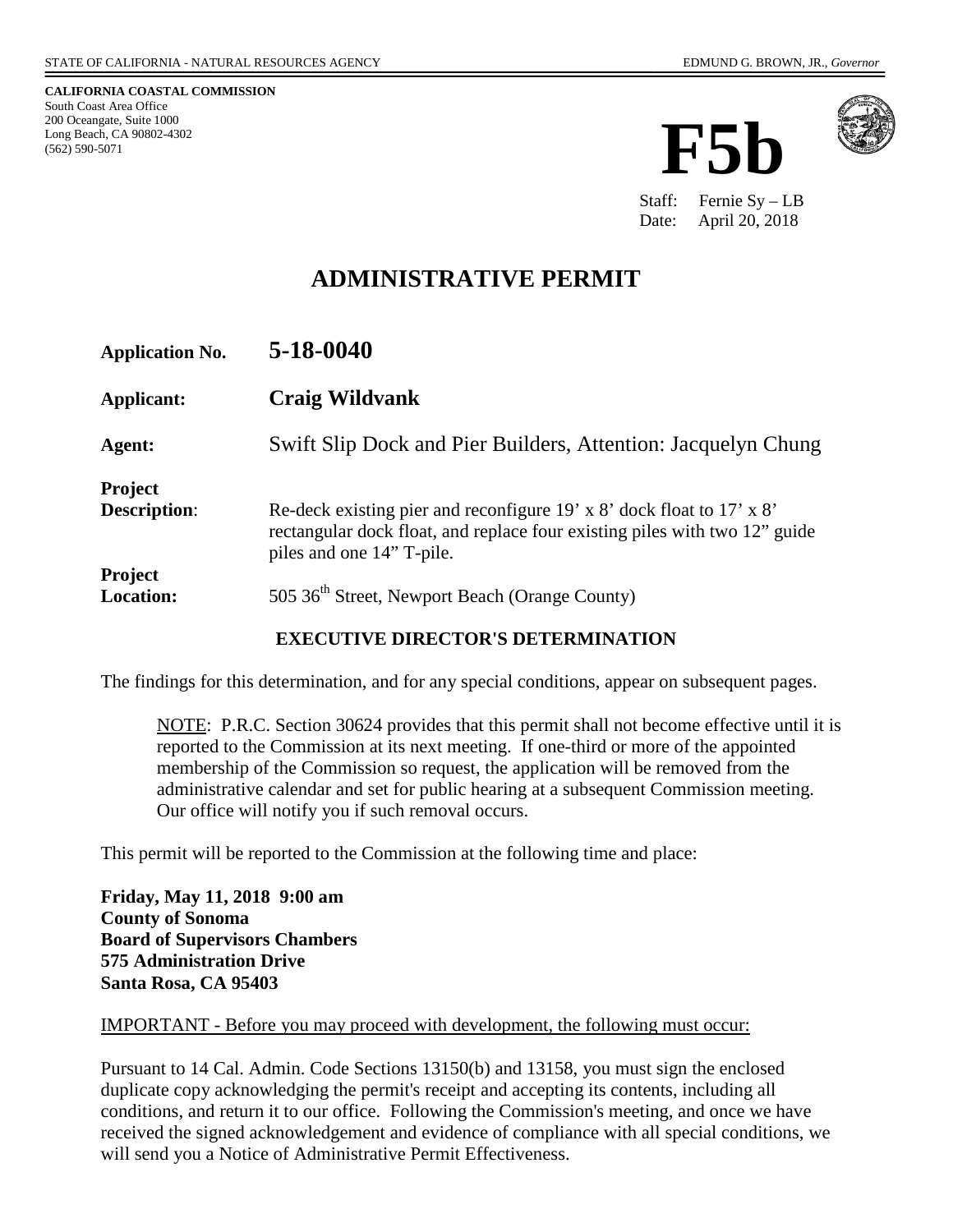STATE OF CALIFORNIA - NATURAL RESOURCES AGENCY

EDMUND G. BROWN, JR., *Governor*

**CALIFORNIA COASTAL COMMISSION**
South Coast Area Office
200 Oceangate, Suite 1000
Long Beach, CA 90802-4302
(562) 590-5071

# F5b

Staff: Fernie Sy – LB
Date: April 20, 2018

# ADMINISTRATIVE PERMIT

**Application No.** **5-18-0040**

**Applicant:** **Craig Wildvank**

**Agent:** Swift Slip Dock and Pier Builders, Attention: Jacquelyn Chung

**Project Description**: Re-deck existing pier and reconfigure 19' x 8' dock float to 17' x 8' rectangular dock float, and replace four existing piles with two 12" guide piles and one 14" T-pile.

**Project Location:** 505 36th Street, Newport Beach (Orange County)

**EXECUTIVE DIRECTOR'S DETERMINATION**

The findings for this determination, and for any special conditions, appear on subsequent pages.

> NOTE: P.R.C. Section 30624 provides that this permit shall not become effective until it is reported to the Commission at its next meeting. If one-third or more of the appointed membership of the Commission so request, the application will be removed from the administrative calendar and set for public hearing at a subsequent Commission meeting. Our office will notify you if such removal occurs.

This permit will be reported to the Commission at the following time and place:

**Friday, May 11, 2018 9:00 am**
**County of Sonoma**
**Board of Supervisors Chambers**
**575 Administration Drive**
**Santa Rosa, CA 95403**

IMPORTANT - Before you may proceed with development, the following must occur:

Pursuant to 14 Cal. Admin. Code Sections 13150(b) and 13158, you must sign the enclosed duplicate copy acknowledging the permit's receipt and accepting its contents, including all conditions, and return it to our office. Following the Commission's meeting, and once we have received the signed acknowledgement and evidence of compliance with all special conditions, we will send you a Notice of Administrative Permit Effectiveness.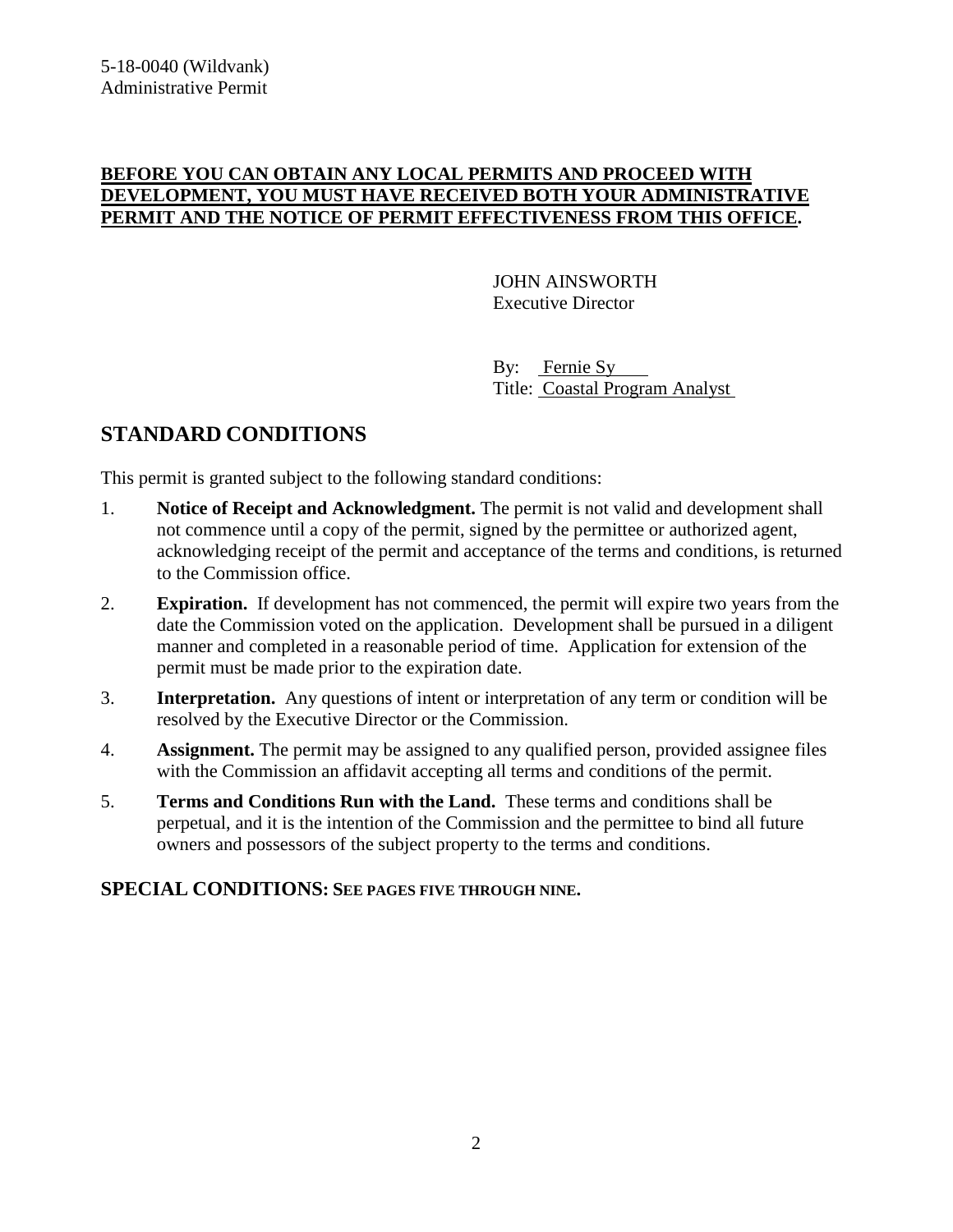**BEFORE YOU CAN OBTAIN ANY LOCAL PERMITS AND PROCEED WITH DEVELOPMENT, YOU MUST HAVE RECEIVED BOTH YOUR ADMINISTRATIVE PERMIT AND THE NOTICE OF PERMIT EFFECTIVENESS FROM THIS OFFICE.**

JOHN AINSWORTH
Executive Director

By: Fernie Sy
Title: Coastal Program Analyst

## STANDARD CONDITIONS

This permit is granted subject to the following standard conditions:

1. **Notice of Receipt and Acknowledgment.** The permit is not valid and development shall not commence until a copy of the permit, signed by the permittee or authorized agent, acknowledging receipt of the permit and acceptance of the terms and conditions, is returned to the Commission office.
2. **Expiration.** If development has not commenced, the permit will expire two years from the date the Commission voted on the application. Development shall be pursued in a diligent manner and completed in a reasonable period of time. Application for extension of the permit must be made prior to the expiration date.
3. **Interpretation.** Any questions of intent or interpretation of any term or condition will be resolved by the Executive Director or the Commission.
4. **Assignment.** The permit may be assigned to any qualified person, provided assignee files with the Commission an affidavit accepting all terms and conditions of the permit.
5. **Terms and Conditions Run with the Land.** These terms and conditions shall be perpetual, and it is the intention of the Commission and the permittee to bind all future owners and possessors of the subject property to the terms and conditions.

### SPECIAL CONDITIONS: SEE PAGES FIVE THROUGH NINE.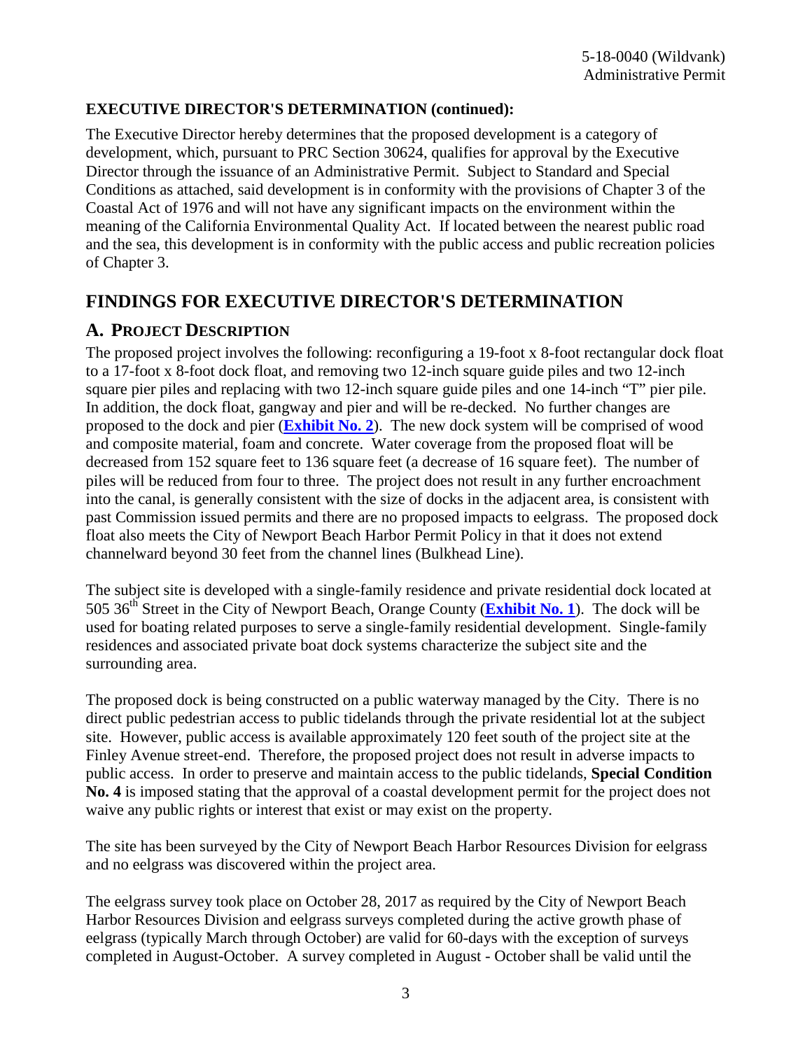**EXECUTIVE DIRECTOR'S DETERMINATION (continued):**

The Executive Director hereby determines that the proposed development is a category of development, which, pursuant to PRC Section 30624, qualifies for approval by the Executive Director through the issuance of an Administrative Permit. Subject to Standard and Special Conditions as attached, said development is in conformity with the provisions of Chapter 3 of the Coastal Act of 1976 and will not have any significant impacts on the environment within the meaning of the California Environmental Quality Act. If located between the nearest public road and the sea, this development is in conformity with the public access and public recreation policies of Chapter 3.

## FINDINGS FOR EXECUTIVE DIRECTOR'S DETERMINATION

### A. PROJECT DESCRIPTION

The proposed project involves the following: reconfiguring a 19-foot x 8-foot rectangular dock float to a 17-foot x 8-foot dock float, and removing two 12-inch square guide piles and two 12-inch square pier piles and replacing with two 12-inch square guide piles and one 14-inch "T" pier pile. In addition, the dock float, gangway and pier and will be re-decked. No further changes are proposed to the dock and pier (**Exhibit No. 2**). The new dock system will be comprised of wood and composite material, foam and concrete. Water coverage from the proposed float will be decreased from 152 square feet to 136 square feet (a decrease of 16 square feet). The number of piles will be reduced from four to three. The project does not result in any further encroachment into the canal, is generally consistent with the size of docks in the adjacent area, is consistent with past Commission issued permits and there are no proposed impacts to eelgrass. The proposed dock float also meets the City of Newport Beach Harbor Permit Policy in that it does not extend channelward beyond 30 feet from the channel lines (Bulkhead Line).

The subject site is developed with a single-family residence and private residential dock located at 505 36th Street in the City of Newport Beach, Orange County (**Exhibit No. 1**). The dock will be used for boating related purposes to serve a single-family residential development. Single-family residences and associated private boat dock systems characterize the subject site and the surrounding area.

The proposed dock is being constructed on a public waterway managed by the City. There is no direct public pedestrian access to public tidelands through the private residential lot at the subject site. However, public access is available approximately 120 feet south of the project site at the Finley Avenue street-end. Therefore, the proposed project does not result in adverse impacts to public access. In order to preserve and maintain access to the public tidelands, **Special Condition No. 4** is imposed stating that the approval of a coastal development permit for the project does not waive any public rights or interest that exist or may exist on the property.

The site has been surveyed by the City of Newport Beach Harbor Resources Division for eelgrass and no eelgrass was discovered within the project area.

The eelgrass survey took place on October 28, 2017 as required by the City of Newport Beach Harbor Resources Division and eelgrass surveys completed during the active growth phase of eelgrass (typically March through October) are valid for 60-days with the exception of surveys completed in August-October. A survey completed in August - October shall be valid until the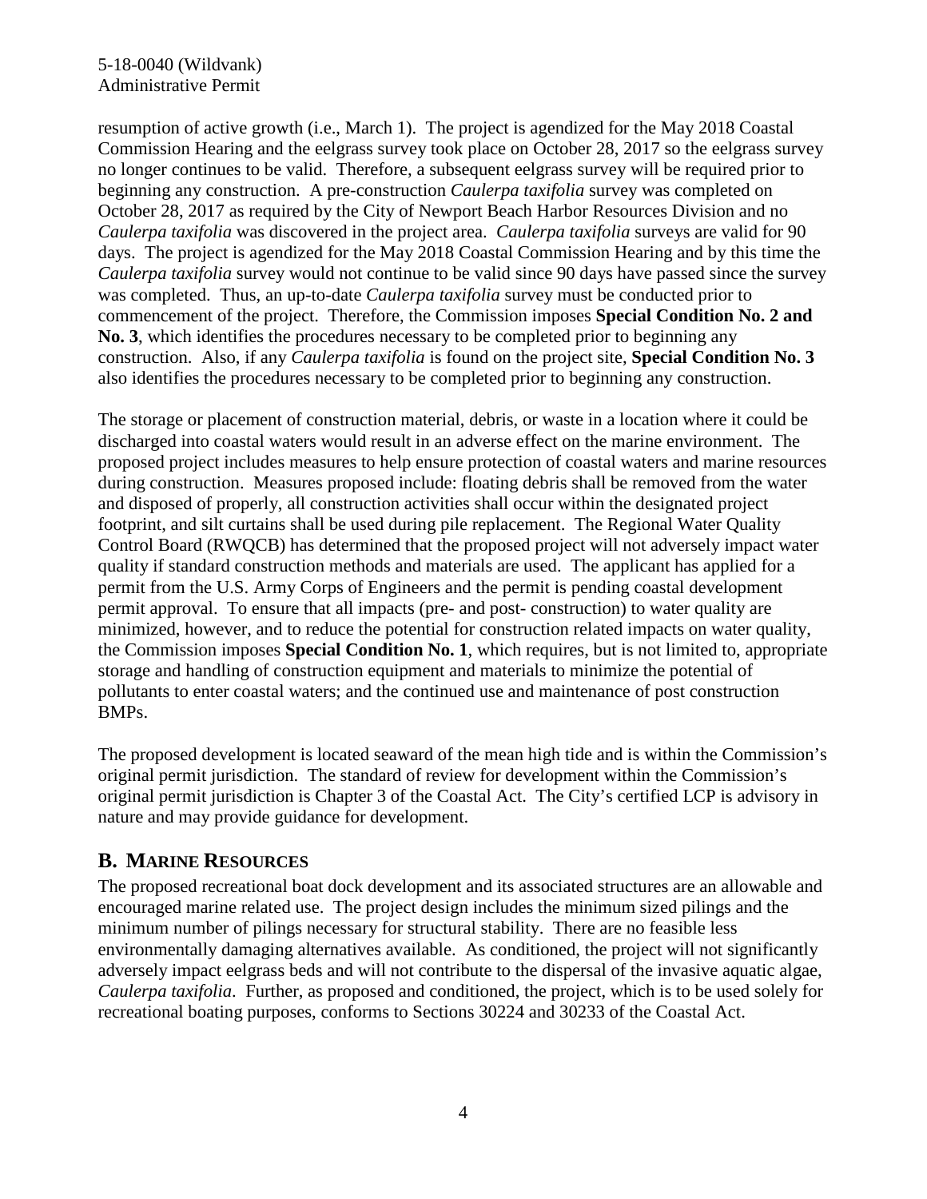resumption of active growth (i.e., March 1). The project is agendized for the May 2018 Coastal Commission Hearing and the eelgrass survey took place on October 28, 2017 so the eelgrass survey no longer continues to be valid. Therefore, a subsequent eelgrass survey will be required prior to beginning any construction. A pre-construction *Caulerpa taxifolia* survey was completed on October 28, 2017 as required by the City of Newport Beach Harbor Resources Division and no *Caulerpa taxifolia* was discovered in the project area. *Caulerpa taxifolia* surveys are valid for 90 days. The project is agendized for the May 2018 Coastal Commission Hearing and by this time the *Caulerpa taxifolia* survey would not continue to be valid since 90 days have passed since the survey was completed. Thus, an up-to-date *Caulerpa taxifolia* survey must be conducted prior to commencement of the project. Therefore, the Commission imposes **Special Condition No. 2 and No. 3**, which identifies the procedures necessary to be completed prior to beginning any construction. Also, if any *Caulerpa taxifolia* is found on the project site, **Special Condition No. 3** also identifies the procedures necessary to be completed prior to beginning any construction.

The storage or placement of construction material, debris, or waste in a location where it could be discharged into coastal waters would result in an adverse effect on the marine environment. The proposed project includes measures to help ensure protection of coastal waters and marine resources during construction. Measures proposed include: floating debris shall be removed from the water and disposed of properly, all construction activities shall occur within the designated project footprint, and silt curtains shall be used during pile replacement. The Regional Water Quality Control Board (RWQCB) has determined that the proposed project will not adversely impact water quality if standard construction methods and materials are used. The applicant has applied for a permit from the U.S. Army Corps of Engineers and the permit is pending coastal development permit approval. To ensure that all impacts (pre- and post- construction) to water quality are minimized, however, and to reduce the potential for construction related impacts on water quality, the Commission imposes **Special Condition No. 1**, which requires, but is not limited to, appropriate storage and handling of construction equipment and materials to minimize the potential of pollutants to enter coastal waters; and the continued use and maintenance of post construction BMPs.

The proposed development is located seaward of the mean high tide and is within the Commission's original permit jurisdiction. The standard of review for development within the Commission's original permit jurisdiction is Chapter 3 of the Coastal Act. The City's certified LCP is advisory in nature and may provide guidance for development.

## B. MARINE RESOURCES

The proposed recreational boat dock development and its associated structures are an allowable and encouraged marine related use. The project design includes the minimum sized pilings and the minimum number of pilings necessary for structural stability. There are no feasible less environmentally damaging alternatives available. As conditioned, the project will not significantly adversely impact eelgrass beds and will not contribute to the dispersal of the invasive aquatic algae, *Caulerpa taxifolia*. Further, as proposed and conditioned, the project, which is to be used solely for recreational boating purposes, conforms to Sections 30224 and 30233 of the Coastal Act.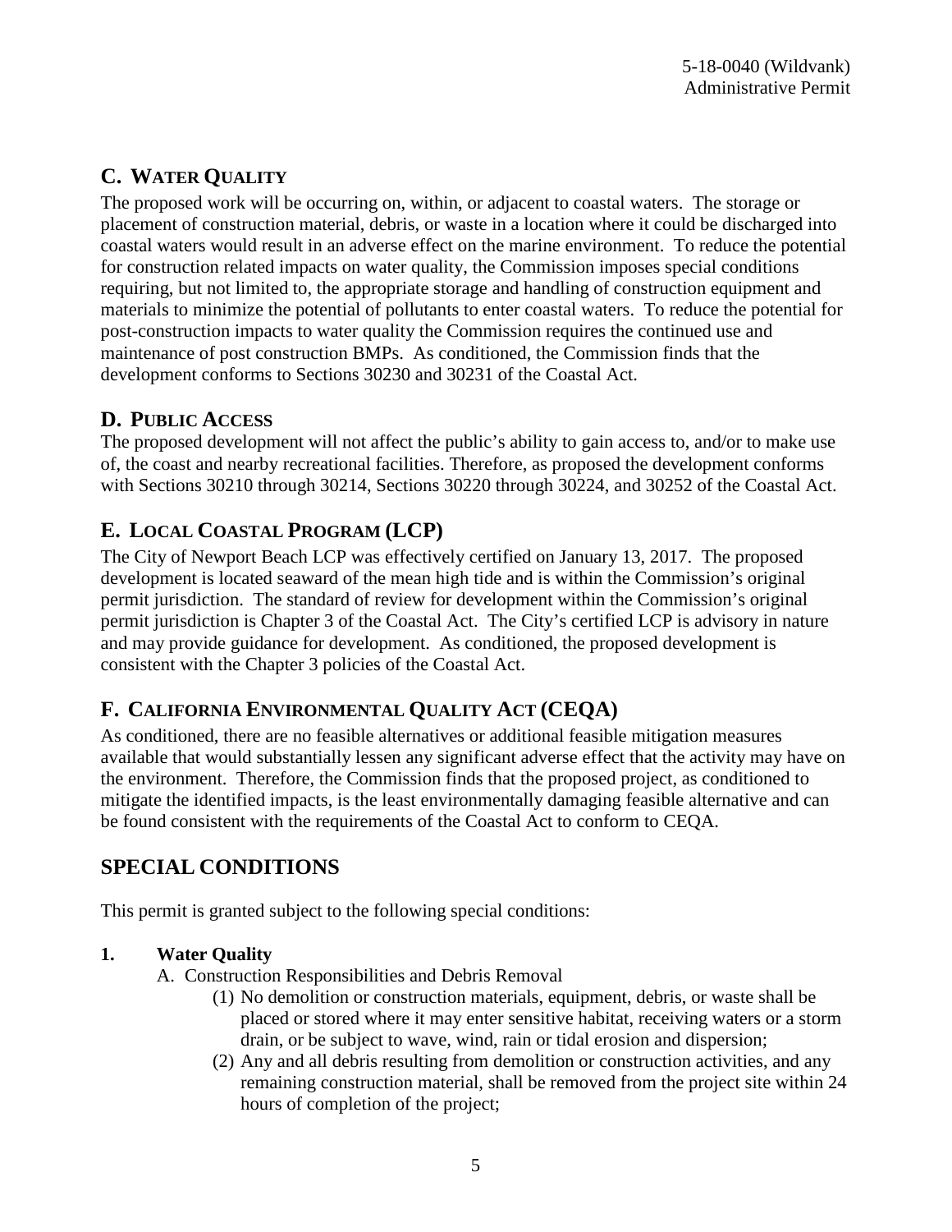## C. Water Quality

The proposed work will be occurring on, within, or adjacent to coastal waters. The storage or placement of construction material, debris, or waste in a location where it could be discharged into coastal waters would result in an adverse effect on the marine environment. To reduce the potential for construction related impacts on water quality, the Commission imposes special conditions requiring, but not limited to, the appropriate storage and handling of construction equipment and materials to minimize the potential of pollutants to enter coastal waters. To reduce the potential for post-construction impacts to water quality the Commission requires the continued use and maintenance of post construction BMPs. As conditioned, the Commission finds that the development conforms to Sections 30230 and 30231 of the Coastal Act.

## D. Public Access

The proposed development will not affect the public's ability to gain access to, and/or to make use of, the coast and nearby recreational facilities. Therefore, as proposed the development conforms with Sections 30210 through 30214, Sections 30220 through 30224, and 30252 of the Coastal Act.

## E. Local Coastal Program (LCP)

The City of Newport Beach LCP was effectively certified on January 13, 2017. The proposed development is located seaward of the mean high tide and is within the Commission's original permit jurisdiction. The standard of review for development within the Commission's original permit jurisdiction is Chapter 3 of the Coastal Act. The City's certified LCP is advisory in nature and may provide guidance for development. As conditioned, the proposed development is consistent with the Chapter 3 policies of the Coastal Act.

## F. California Environmental Quality Act (CEQA)

As conditioned, there are no feasible alternatives or additional feasible mitigation measures available that would substantially lessen any significant adverse effect that the activity may have on the environment. Therefore, the Commission finds that the proposed project, as conditioned to mitigate the identified impacts, is the least environmentally damaging feasible alternative and can be found consistent with the requirements of the Coastal Act to conform to CEQA.

# SPECIAL CONDITIONS

This permit is granted subject to the following special conditions:

**1. Water Quality**

A. Construction Responsibilities and Debris Removal

(1) No demolition or construction materials, equipment, debris, or waste shall be placed or stored where it may enter sensitive habitat, receiving waters or a storm drain, or be subject to wave, wind, rain or tidal erosion and dispersion;

(2) Any and all debris resulting from demolition or construction activities, and any remaining construction material, shall be removed from the project site within 24 hours of completion of the project;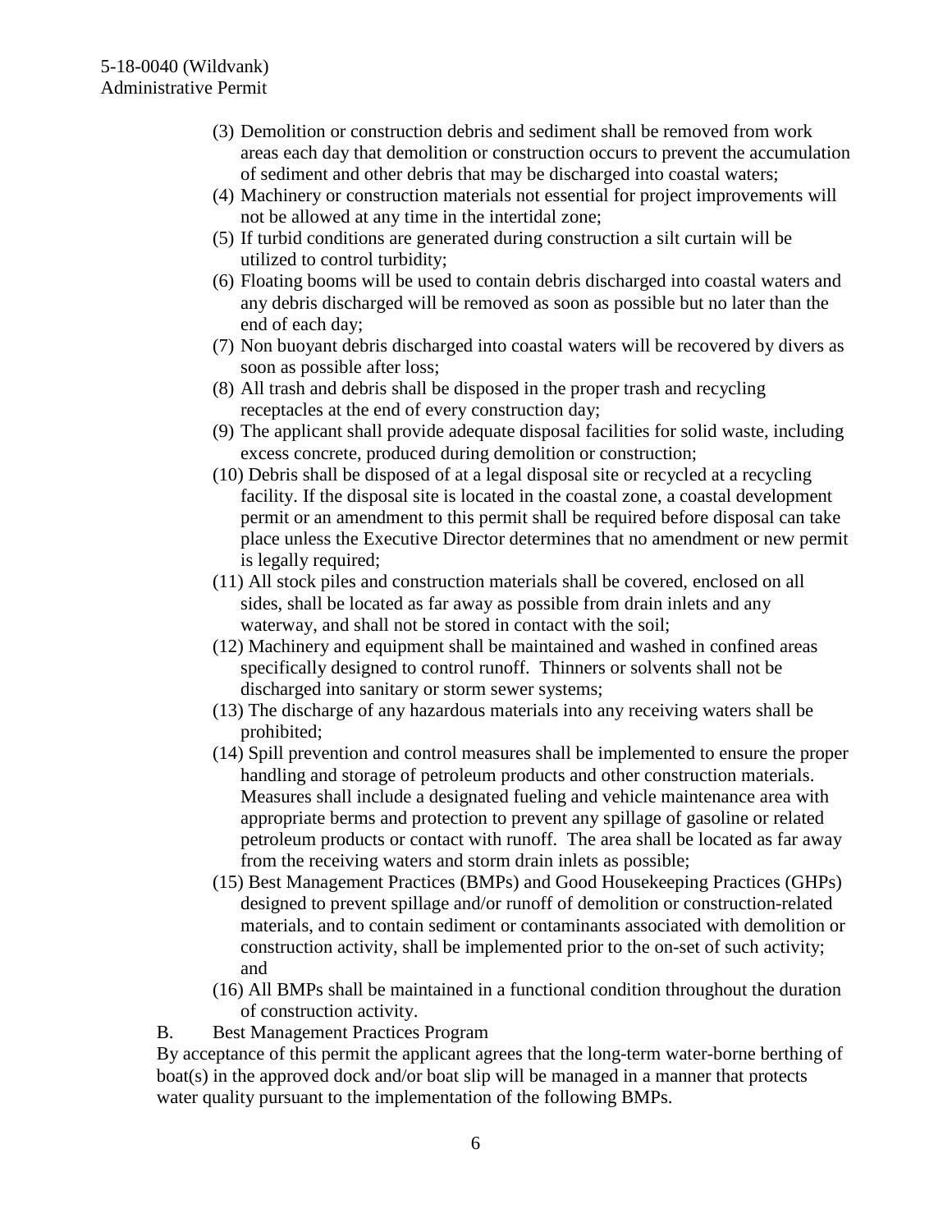(3) Demolition or construction debris and sediment shall be removed from work areas each day that demolition or construction occurs to prevent the accumulation of sediment and other debris that may be discharged into coastal waters;

(4) Machinery or construction materials not essential for project improvements will not be allowed at any time in the intertidal zone;

(5) If turbid conditions are generated during construction a silt curtain will be utilized to control turbidity;

(6) Floating booms will be used to contain debris discharged into coastal waters and any debris discharged will be removed as soon as possible but no later than the end of each day;

(7) Non buoyant debris discharged into coastal waters will be recovered by divers as soon as possible after loss;

(8) All trash and debris shall be disposed in the proper trash and recycling receptacles at the end of every construction day;

(9) The applicant shall provide adequate disposal facilities for solid waste, including excess concrete, produced during demolition or construction;

(10) Debris shall be disposed of at a legal disposal site or recycled at a recycling facility. If the disposal site is located in the coastal zone, a coastal development permit or an amendment to this permit shall be required before disposal can take place unless the Executive Director determines that no amendment or new permit is legally required;

(11) All stock piles and construction materials shall be covered, enclosed on all sides, shall be located as far away as possible from drain inlets and any waterway, and shall not be stored in contact with the soil;

(12) Machinery and equipment shall be maintained and washed in confined areas specifically designed to control runoff. Thinners or solvents shall not be discharged into sanitary or storm sewer systems;

(13) The discharge of any hazardous materials into any receiving waters shall be prohibited;

(14) Spill prevention and control measures shall be implemented to ensure the proper handling and storage of petroleum products and other construction materials. Measures shall include a designated fueling and vehicle maintenance area with appropriate berms and protection to prevent any spillage of gasoline or related petroleum products or contact with runoff. The area shall be located as far away from the receiving waters and storm drain inlets as possible;

(15) Best Management Practices (BMPs) and Good Housekeeping Practices (GHPs) designed to prevent spillage and/or runoff of demolition or construction-related materials, and to contain sediment or contaminants associated with demolition or construction activity, shall be implemented prior to the on-set of such activity; and

(16) All BMPs shall be maintained in a functional condition throughout the duration of construction activity.

B. Best Management Practices Program

By acceptance of this permit the applicant agrees that the long-term water-borne berthing of boat(s) in the approved dock and/or boat slip will be managed in a manner that protects water quality pursuant to the implementation of the following BMPs.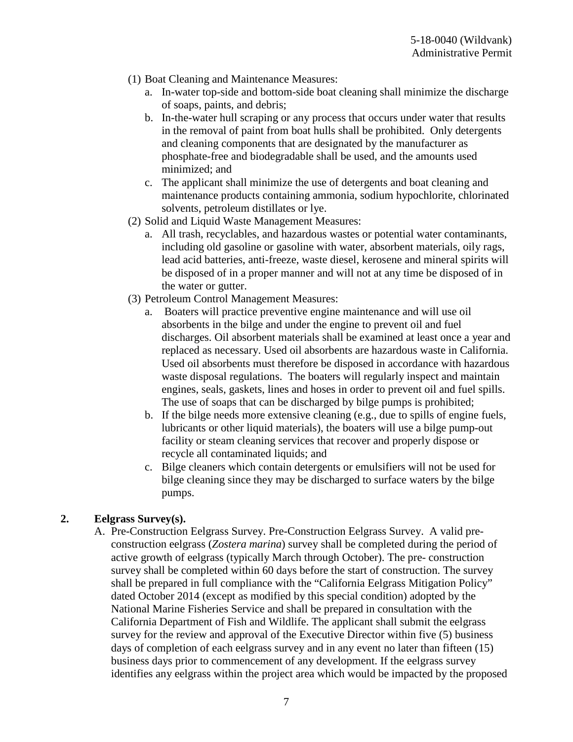(1) Boat Cleaning and Maintenance Measures:
   a. In-water top-side and bottom-side boat cleaning shall minimize the discharge of soaps, paints, and debris;
   b. In-the-water hull scraping or any process that occurs under water that results in the removal of paint from boat hulls shall be prohibited. Only detergents and cleaning components that are designated by the manufacturer as phosphate-free and biodegradable shall be used, and the amounts used minimized; and
   c. The applicant shall minimize the use of detergents and boat cleaning and maintenance products containing ammonia, sodium hypochlorite, chlorinated solvents, petroleum distillates or lye.

(2) Solid and Liquid Waste Management Measures:
   a. All trash, recyclables, and hazardous wastes or potential water contaminants, including old gasoline or gasoline with water, absorbent materials, oily rags, lead acid batteries, anti-freeze, waste diesel, kerosene and mineral spirits will be disposed of in a proper manner and will not at any time be disposed of in the water or gutter.

(3) Petroleum Control Management Measures:
   a. Boaters will practice preventive engine maintenance and will use oil absorbents in the bilge and under the engine to prevent oil and fuel discharges. Oil absorbent materials shall be examined at least once a year and replaced as necessary. Used oil absorbents are hazardous waste in California. Used oil absorbents must therefore be disposed in accordance with hazardous waste disposal regulations. The boaters will regularly inspect and maintain engines, seals, gaskets, lines and hoses in order to prevent oil and fuel spills. The use of soaps that can be discharged by bilge pumps is prohibited;
   b. If the bilge needs more extensive cleaning (e.g., due to spills of engine fuels, lubricants or other liquid materials), the boaters will use a bilge pump-out facility or steam cleaning services that recover and properly dispose or recycle all contaminated liquids; and
   c. Bilge cleaners which contain detergents or emulsifiers will not be used for bilge cleaning since they may be discharged to surface waters by the bilge pumps.

**2. Eelgrass Survey(s).**

A. Pre-Construction Eelgrass Survey. Pre-Construction Eelgrass Survey. A valid pre-construction eelgrass (*Zostera marina*) survey shall be completed during the period of active growth of eelgrass (typically March through October). The pre- construction survey shall be completed within 60 days before the start of construction. The survey shall be prepared in full compliance with the "California Eelgrass Mitigation Policy" dated October 2014 (except as modified by this special condition) adopted by the National Marine Fisheries Service and shall be prepared in consultation with the California Department of Fish and Wildlife. The applicant shall submit the eelgrass survey for the review and approval of the Executive Director within five (5) business days of completion of each eelgrass survey and in any event no later than fifteen (15) business days prior to commencement of any development. If the eelgrass survey identifies any eelgrass within the project area which would be impacted by the proposed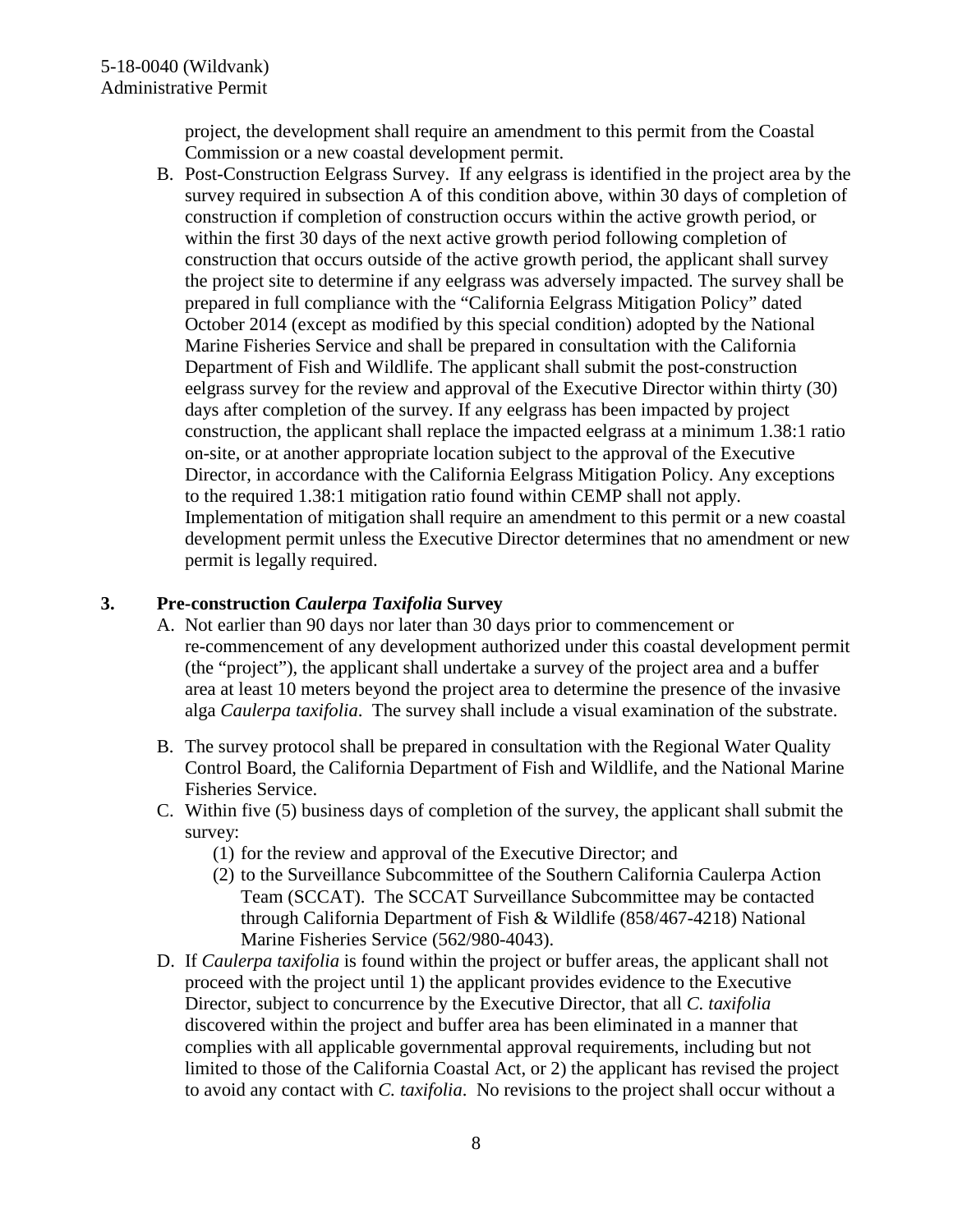project, the development shall require an amendment to this permit from the Coastal Commission or a new coastal development permit.

B. Post-Construction Eelgrass Survey. If any eelgrass is identified in the project area by the survey required in subsection A of this condition above, within 30 days of completion of construction if completion of construction occurs within the active growth period, or within the first 30 days of the next active growth period following completion of construction that occurs outside of the active growth period, the applicant shall survey the project site to determine if any eelgrass was adversely impacted. The survey shall be prepared in full compliance with the "California Eelgrass Mitigation Policy" dated October 2014 (except as modified by this special condition) adopted by the National Marine Fisheries Service and shall be prepared in consultation with the California Department of Fish and Wildlife. The applicant shall submit the post-construction eelgrass survey for the review and approval of the Executive Director within thirty (30) days after completion of the survey. If any eelgrass has been impacted by project construction, the applicant shall replace the impacted eelgrass at a minimum 1.38:1 ratio on-site, or at another appropriate location subject to the approval of the Executive Director, in accordance with the California Eelgrass Mitigation Policy. Any exceptions to the required 1.38:1 mitigation ratio found within CEMP shall not apply. Implementation of mitigation shall require an amendment to this permit or a new coastal development permit unless the Executive Director determines that no amendment or new permit is legally required.

### 3. Pre-construction *Caulerpa Taxifolia* Survey

A. Not earlier than 90 days nor later than 30 days prior to commencement or re-commencement of any development authorized under this coastal development permit (the "project"), the applicant shall undertake a survey of the project area and a buffer area at least 10 meters beyond the project area to determine the presence of the invasive alga *Caulerpa taxifolia*. The survey shall include a visual examination of the substrate.

B. The survey protocol shall be prepared in consultation with the Regional Water Quality Control Board, the California Department of Fish and Wildlife, and the National Marine Fisheries Service.

C. Within five (5) business days of completion of the survey, the applicant shall submit the survey:
   (1) for the review and approval of the Executive Director; and
   (2) to the Surveillance Subcommittee of the Southern California Caulerpa Action Team (SCCAT). The SCCAT Surveillance Subcommittee may be contacted through California Department of Fish & Wildlife (858/467-4218) National Marine Fisheries Service (562/980-4043).

D. If *Caulerpa taxifolia* is found within the project or buffer areas, the applicant shall not proceed with the project until 1) the applicant provides evidence to the Executive Director, subject to concurrence by the Executive Director, that all *C. taxifolia* discovered within the project and buffer area has been eliminated in a manner that complies with all applicable governmental approval requirements, including but not limited to those of the California Coastal Act, or 2) the applicant has revised the project to avoid any contact with *C. taxifolia*. No revisions to the project shall occur without a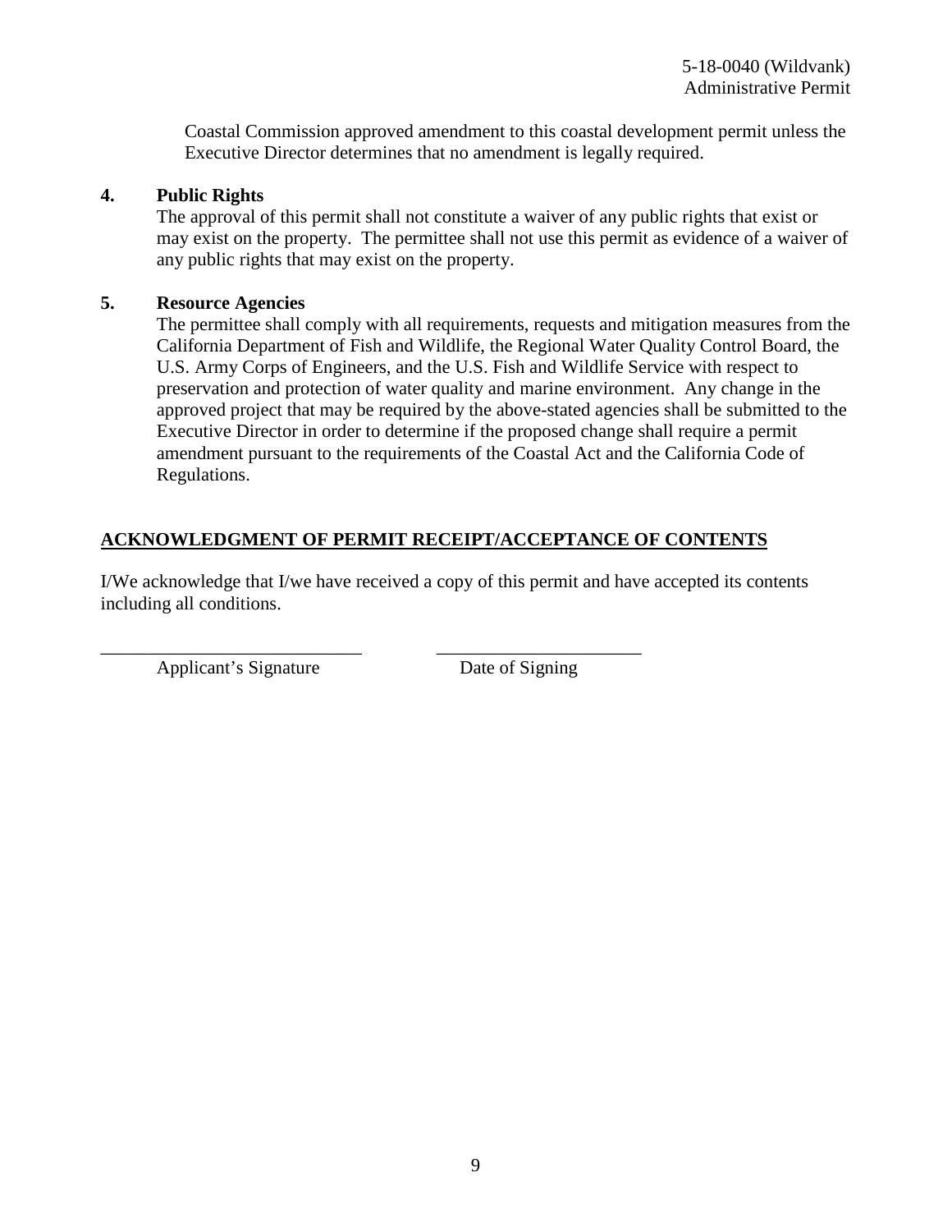Coastal Commission approved amendment to this coastal development permit unless the Executive Director determines that no amendment is legally required.

**4. Public Rights**

The approval of this permit shall not constitute a waiver of any public rights that exist or may exist on the property. The permittee shall not use this permit as evidence of a waiver of any public rights that may exist on the property.

**5. Resource Agencies**

The permittee shall comply with all requirements, requests and mitigation measures from the California Department of Fish and Wildlife, the Regional Water Quality Control Board, the U.S. Army Corps of Engineers, and the U.S. Fish and Wildlife Service with respect to preservation and protection of water quality and marine environment. Any change in the approved project that may be required by the above-stated agencies shall be submitted to the Executive Director in order to determine if the proposed change shall require a permit amendment pursuant to the requirements of the Coastal Act and the California Code of Regulations.

**ACKNOWLEDGMENT OF PERMIT RECEIPT/ACCEPTANCE OF CONTENTS**

I/We acknowledge that I/we have received a copy of this permit and have accepted its contents including all conditions.

\_\_\_\_\_\_\_\_\_\_\_\_\_\_\_\_\_\_\_\_\_\_\_\_\_\_\_\_ \_\_\_\_\_\_\_\_\_\_\_\_\_\_\_\_\_\_\_\_\_\_

Applicant's Signature Date of Signing